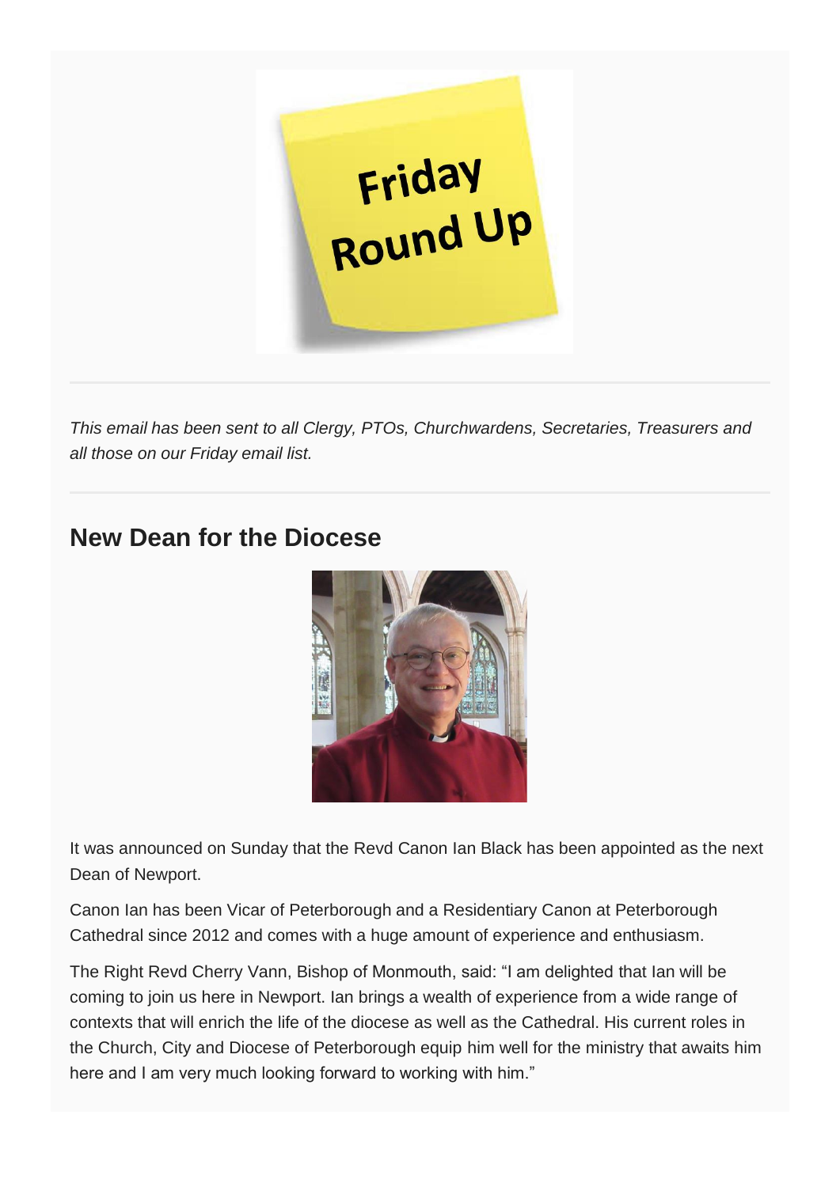*This email has been sent to all Clergy, PTOs, Churchwardens, Secretaries, Treasurers and all those on our Friday email list.*

## New Dean for the Diocese

It was announced on Sunday that the Revd Canon Ian Black has been appointed as the next Dean of Newport.

Canon Ian has been Vicar of Peterborough and a Residentiary Canon at Peterborough Cathedral since 2012 and comes with a huge amount of experience and enthusiasm.

The Right Revd Cherry Vann, Bishop of Monmouth, said: "I am delighted that Ian will be coming to join us here in Newport. Ian brings a wealth of experience from a wide range of contexts that will enrich the life of the diocese as well as the Cathedral. His current roles in the Church, City and Diocese of Peterborough equip him well for the ministry that awaits him here and I am very much looking forward to working with him."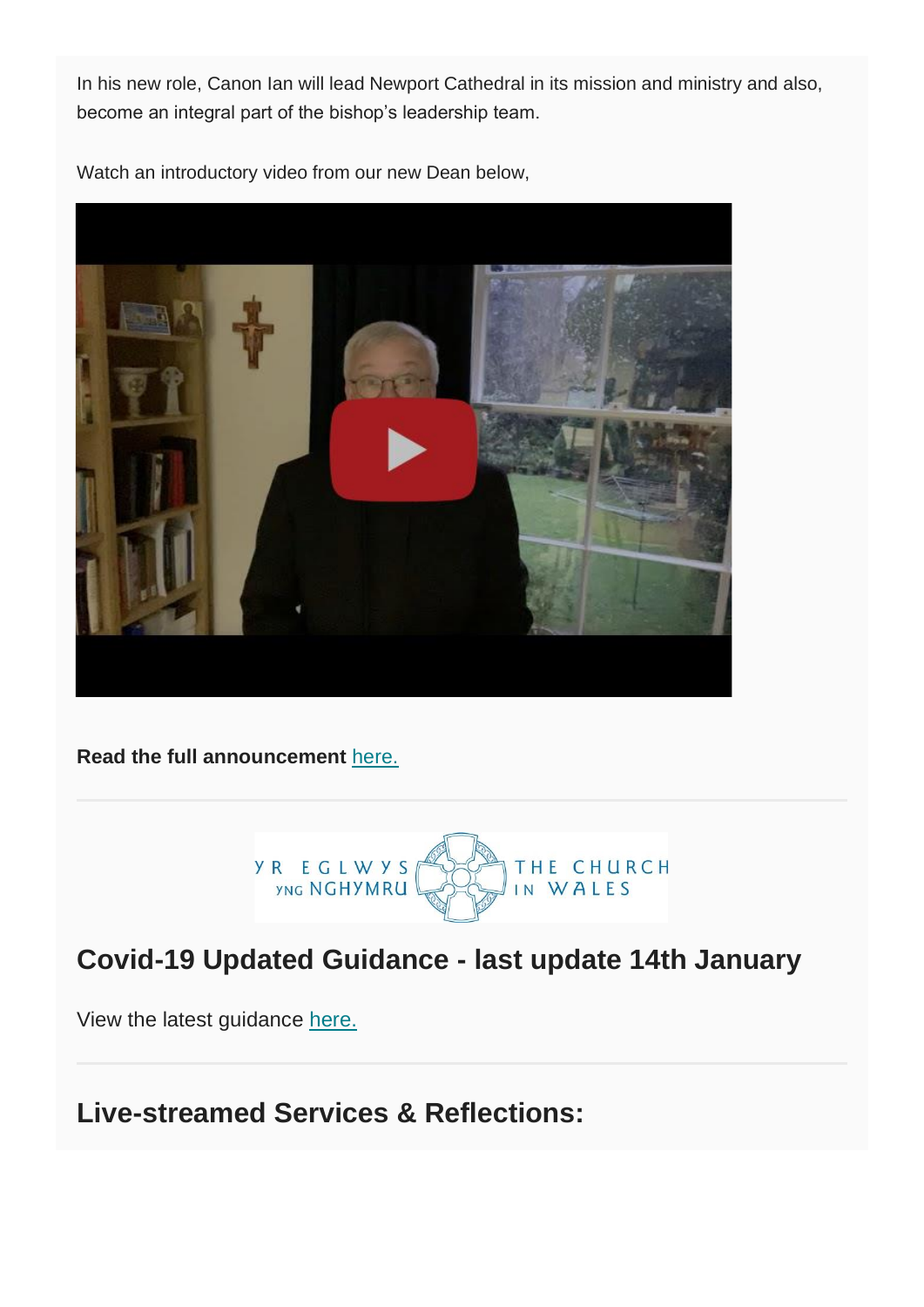In his new role, Canon Ian will lead Newport Cathedral in its mission and ministry and also, become an integral part of the bishop's leadership team.

Watch an introductory video from our new Dean below,

**Read the full announcement** here.

---

YR EGLWYS YNG NGHYMRU THE CHURCH IN WALES

## Covid-19 Updated Guidance - last update 14th January

View the latest guidance here.

---

## Live-streamed Services & Reflections: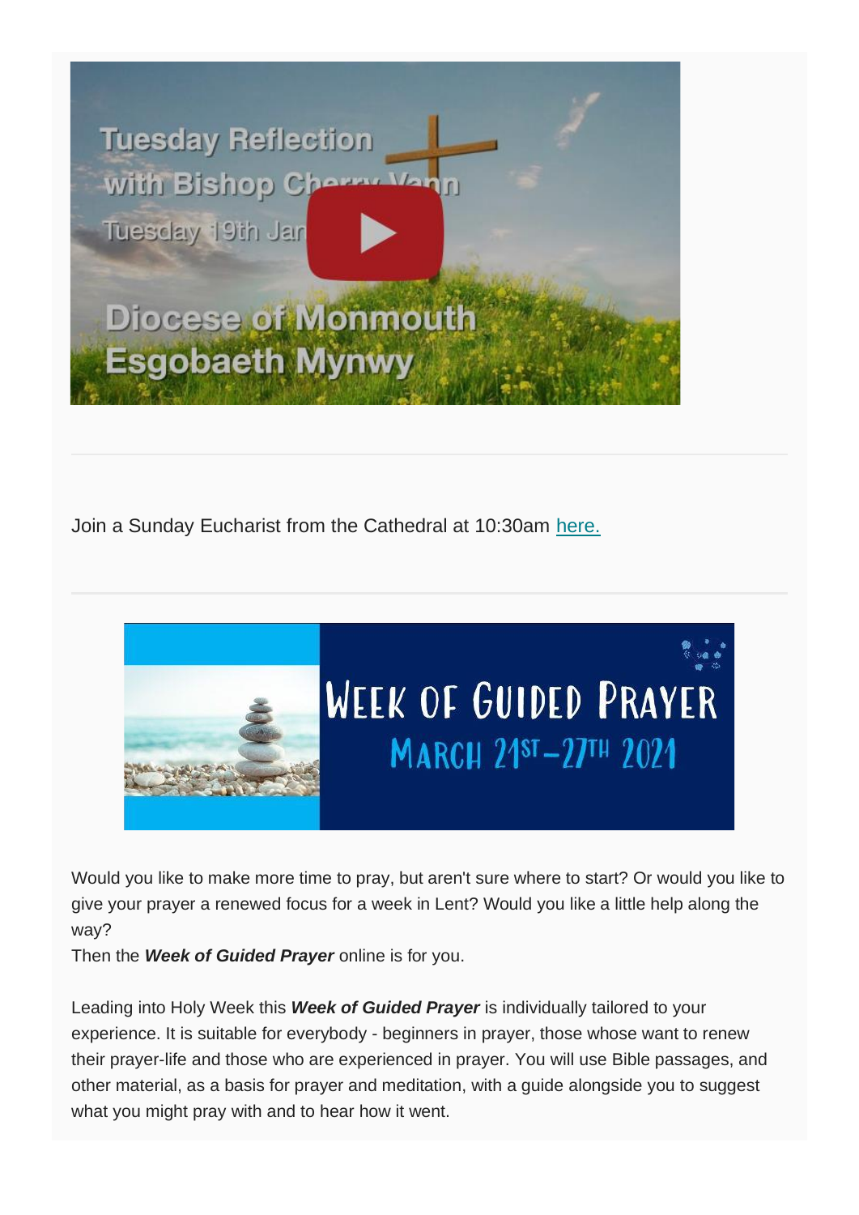Tuesday Reflection with Bishop Cherry Vann

Tuesday 19th Jan

Diocese of Monmouth
Esgobaeth Mynwy

---

Join a Sunday Eucharist from the Cathedral at 10:30am [here.]

---

WEEK OF GUIDED PRAYER
MARCH 21ST–27TH 2021

Would you like to make more time to pray, but aren't sure where to start? Or would you like to give your prayer a renewed focus for a week in Lent? Would you like a little help along the way?
Then the ***Week of Guided Prayer*** online is for you.

Leading into Holy Week this ***Week of Guided Prayer*** is individually tailored to your experience. It is suitable for everybody - beginners in prayer, those whose want to renew their prayer-life and those who are experienced in prayer. You will use Bible passages, and other material, as a basis for prayer and meditation, with a guide alongside you to suggest what you might pray with and to hear how it went.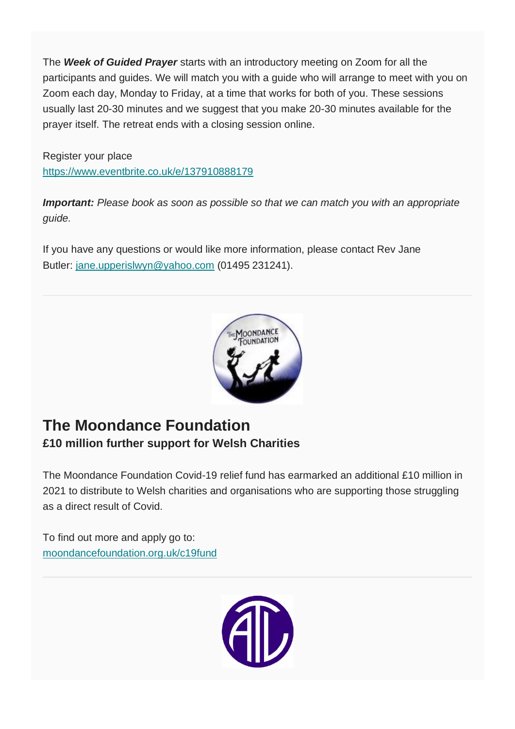The ***Week of Guided Prayer*** starts with an introductory meeting on Zoom for all the participants and guides. We will match you with a guide who will arrange to meet with you on Zoom each day, Monday to Friday, at a time that works for both of you. These sessions usually last 20-30 minutes and we suggest that you make 20-30 minutes available for the prayer itself. The retreat ends with a closing session online.

Register your place
https://www.eventbrite.co.uk/e/137910888179

***Important:*** *Please book as soon as possible so that we can match you with an appropriate guide.*

If you have any questions or would like more information, please contact Rev Jane Butler: jane.upperislwyn@yahoo.com (01495 231241).

---

## The Moondance Foundation

**£10 million further support for Welsh Charities**

The Moondance Foundation Covid-19 relief fund has earmarked an additional £10 million in 2021 to distribute to Welsh charities and organisations who are supporting those struggling as a direct result of Covid.

To find out more and apply go to:
moondancefoundation.org.uk/c19fund

---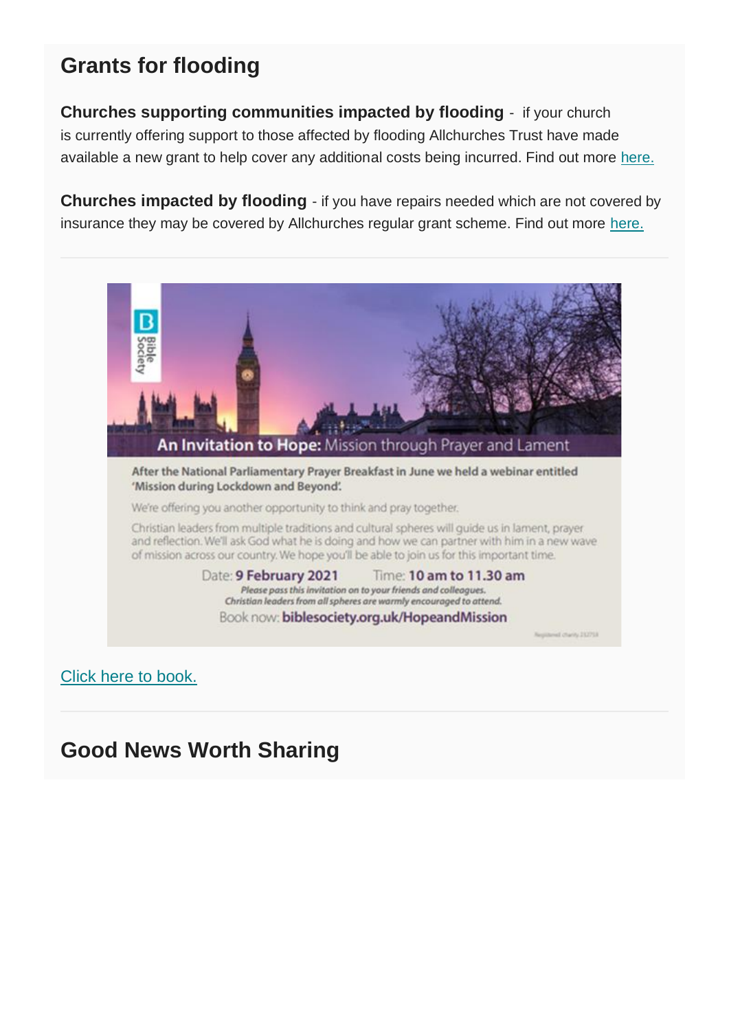## Grants for flooding

**Churches supporting communities impacted by flooding** - if your church is currently offering support to those affected by flooding Allchurches Trust have made available a new grant to help cover any additional costs being incurred. Find out more here.

**Churches impacted by flooding** - if you have repairs needed which are not covered by insurance they may be covered by Allchurches regular grant scheme. Find out more here.

---

Bible Society

**An Invitation to Hope:** Mission through Prayer and Lament

**After the National Parliamentary Prayer Breakfast in June we held a webinar entitled 'Mission during Lockdown and Beyond'.**

We're offering you another opportunity to think and pray together.

Christian leaders from multiple traditions and cultural spheres will guide us in lament, prayer and reflection. We'll ask God what he is doing and how we can partner with him in a new wave of mission across our country. We hope you'll be able to join us for this important time.

Date: **9 February 2021** Time: **10 am to 11.30 am**

*Please pass this invitation on to your friends and colleagues.*
*Christian leaders from all spheres are warmly encouraged to attend.*

Book now: **biblesociety.org.uk/HopeandMission**

Registered charity 232759

Click here to book.

---

## Good News Worth Sharing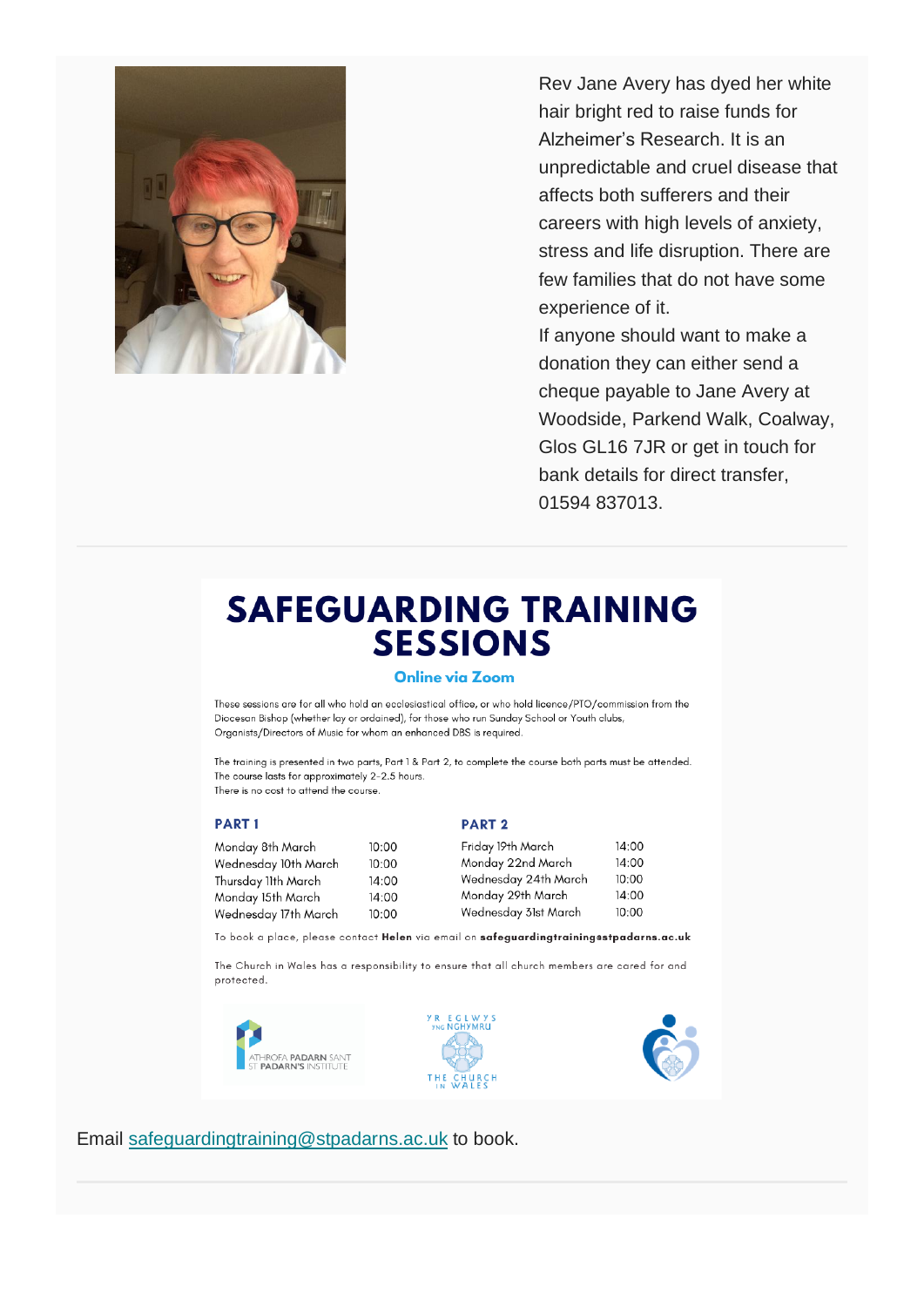Rev Jane Avery has dyed her white hair bright red to raise funds for Alzheimer's Research. It is an unpredictable and cruel disease that affects both sufferers and their careers with high levels of anxiety, stress and life disruption. There are few families that do not have some experience of it.

If anyone should want to make a donation they can either send a cheque payable to Jane Avery at Woodside, Parkend Walk, Coalway, Glos GL16 7JR or get in touch for bank details for direct transfer, 01594 837013.

---

# SAFEGUARDING TRAINING SESSIONS

**Online via Zoom**

These sessions are for all who hold an ecclesiastical office, or who hold licence/PTO/commission from the Diocesan Bishop (whether lay or ordained), for those who run Sunday School or Youth clubs, Organists/Directors of Music for whom an enhanced DBS is required.

The training is presented in two parts, Part 1 & Part 2, to complete the course both parts must be attended. The course lasts for approximately 2-2.5 hours. There is no cost to attend the course.

### PART 1

| | |
|---|---|
| Monday 8th March | 10:00 |
| Wednesday 10th March | 10:00 |
| Thursday 11th March | 14:00 |
| Monday 15th March | 14:00 |
| Wednesday 17th March | 10:00 |

### PART 2

| | |
|---|---|
| Friday 19th March | 14:00 |
| Monday 22nd March | 14:00 |
| Wednesday 24th March | 10:00 |
| Monday 29th March | 14:00 |
| Wednesday 31st March | 10:00 |

To book a place, please contact **Helen** via email on **safeguardingtraining@stpadarns.ac.uk**

The Church in Wales has a responsibility to ensure that all church members are cared for and protected.

ATHROFA PADARN SANT ST PADARN'S INSTITUTE

YR EGLWYS YNG NGHYMRU THE CHURCH IN WALES

Email safeguardingtraining@stpadarns.ac.uk to book.

---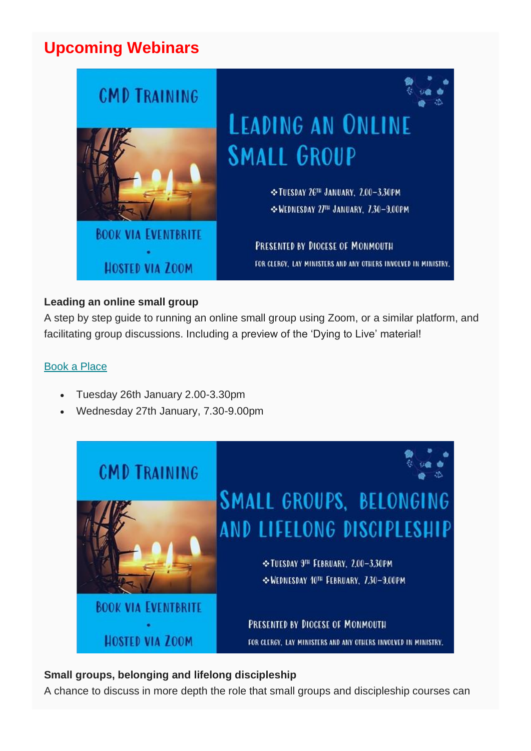## Upcoming Webinars

CMD TRAINING

BOOK VIA EVENTBRITE

•

HOSTED VIA ZOOM

LEADING AN ONLINE SMALL GROUP

❖ TUESDAY 26TH JANUARY, 2.00–3.30PM

❖ WEDNESDAY 27TH JANUARY, 7.30–9.00PM

PRESENTED BY DIOCESE OF MONMOUTH

FOR CLERGY, LAY MINISTERS AND ANY OTHERS INVOLVED IN MINISTRY.

**Leading an online small group**

A step by step guide to running an online small group using Zoom, or a similar platform, and facilitating group discussions. Including a preview of the 'Dying to Live' material!

Book a Place

- Tuesday 26th January 2.00-3.30pm
- Wednesday 27th January, 7.30-9.00pm

CMD TRAINING

BOOK VIA EVENTBRITE

•

HOSTED VIA ZOOM

SMALL GROUPS, BELONGING AND LIFELONG DISCIPLESHIP

❖ TUESDAY 9TH FEBRUARY, 2.00–3.30PM

❖ WEDNESDAY 10TH FEBRUARY, 7.30–9.00PM

PRESENTED BY DIOCESE OF MONMOUTH

FOR CLERGY, LAY MINISTERS AND ANY OTHERS INVOLVED IN MINISTRY.

**Small groups, belonging and lifelong discipleship**

A chance to discuss in more depth the role that small groups and discipleship courses can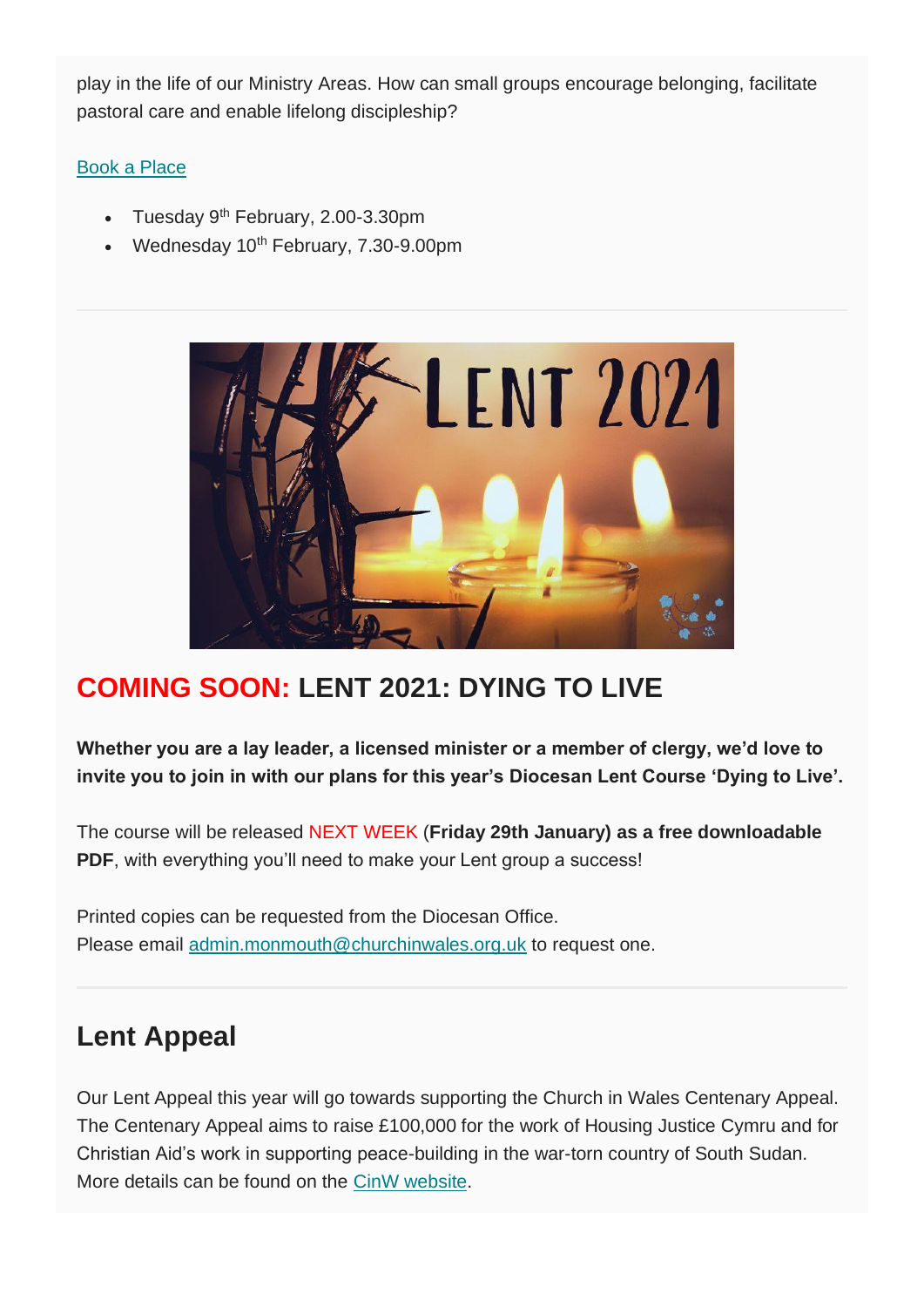play in the life of our Ministry Areas. How can small groups encourage belonging, facilitate pastoral care and enable lifelong discipleship?

Book a Place

- Tuesday 9th February, 2.00-3.30pm
- Wednesday 10th February, 7.30-9.00pm

---

## COMING SOON: LENT 2021: DYING TO LIVE

**Whether you are a lay leader, a licensed minister or a member of clergy, we'd love to invite you to join in with our plans for this year's Diocesan Lent Course 'Dying to Live'.**

The course will be released NEXT WEEK (**Friday 29th January) as a free downloadable PDF**, with everything you'll need to make your Lent group a success!

Printed copies can be requested from the Diocesan Office.
Please email admin.monmouth@churchinwales.org.uk to request one.

---

## Lent Appeal

Our Lent Appeal this year will go towards supporting the Church in Wales Centenary Appeal. The Centenary Appeal aims to raise £100,000 for the work of Housing Justice Cymru and for Christian Aid's work in supporting peace-building in the war-torn country of South Sudan. More details can be found on the CinW website.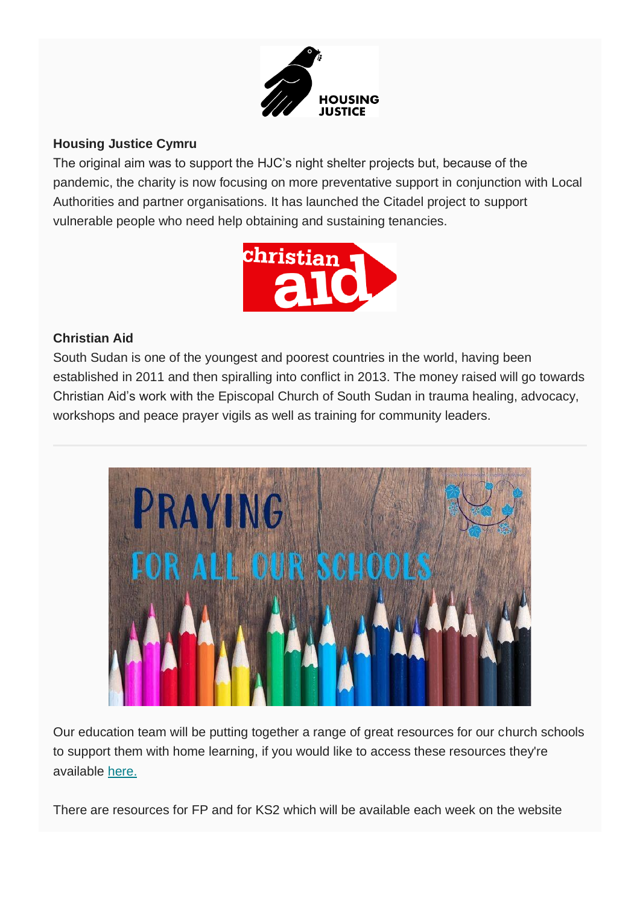**Housing Justice Cymru**

The original aim was to support the HJC's night shelter projects but, because of the pandemic, the charity is now focusing on more preventative support in conjunction with Local Authorities and partner organisations. It has launched the Citadel project to support vulnerable people who need help obtaining and sustaining tenancies.

**Christian Aid**

South Sudan is one of the youngest and poorest countries in the world, having been established in 2011 and then spiralling into conflict in 2013. The money raised will go towards Christian Aid's work with the Episcopal Church of South Sudan in trauma healing, advocacy, workshops and peace prayer vigils as well as training for community leaders.

---

Our education team will be putting together a range of great resources for our church schools to support them with home learning, if you would like to access these resources they're available here.

There are resources for FP and for KS2 which will be available each week on the website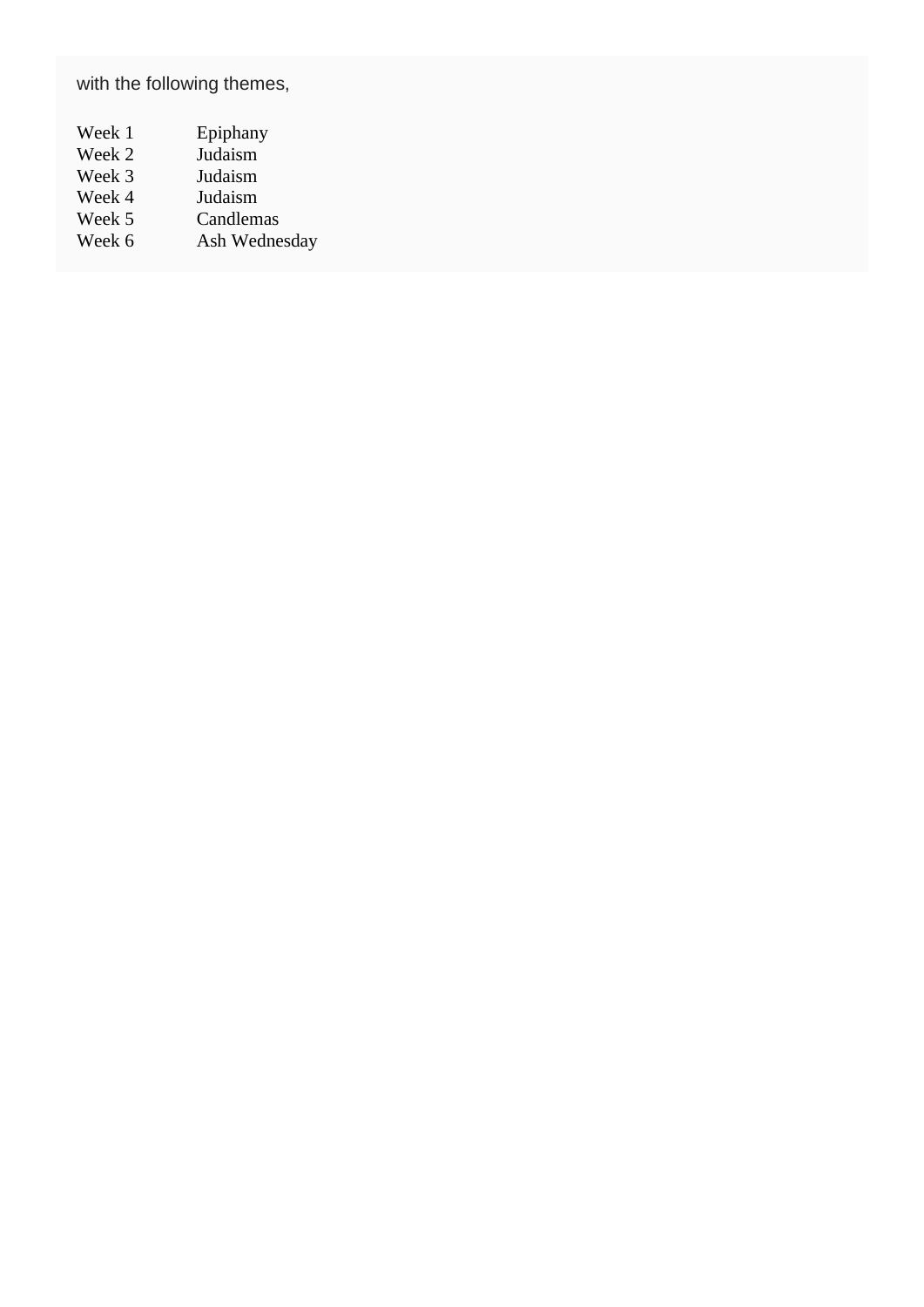with the following themes,

| | |
|---|---|
| Week 1 | Epiphany |
| Week 2 | Judaism |
| Week 3 | Judaism |
| Week 4 | Judaism |
| Week 5 | Candlemas |
| Week 6 | Ash Wednesday |